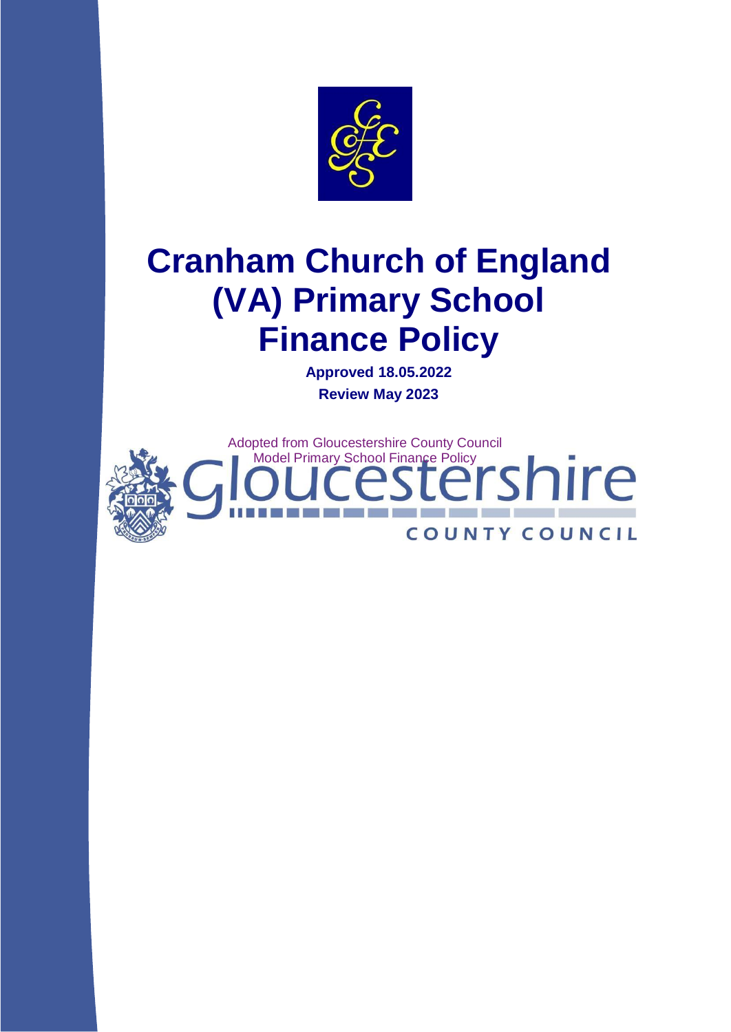# Cranham Church of England (VA) Primary School Finance Policy

**Approved 18.05.2022**

**Review May 2023**

Adopted from Gloucestershire County Council Model Primary School Finance Policy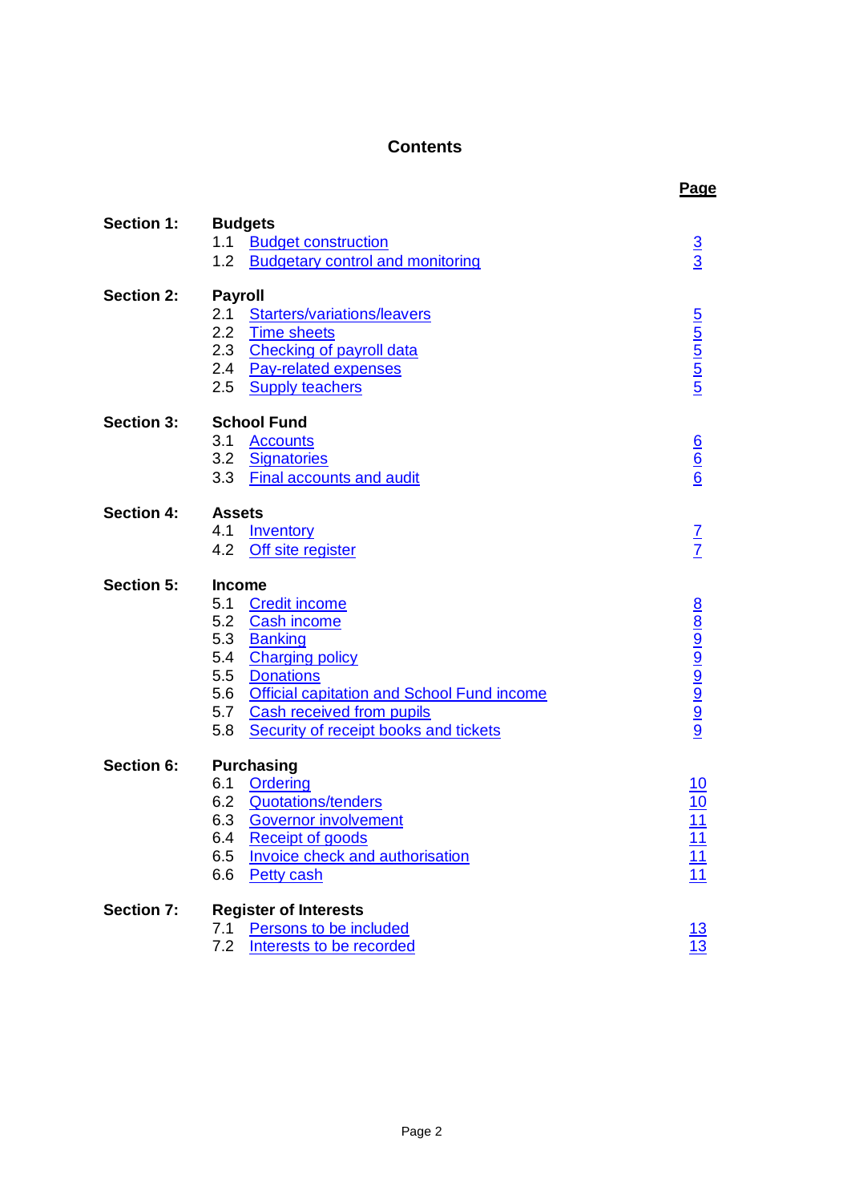# Contents

| | | Page |
|---|---|---|
| **Section 1:** | **Budgets** | |
| | 1.1 Budget construction | 3 |
| | 1.2 Budgetary control and monitoring | 3 |
| **Section 2:** | **Payroll** | |
| | 2.1 Starters/variations/leavers | 5 |
| | 2.2 Time sheets | 5 |
| | 2.3 Checking of payroll data | 5 |
| | 2.4 Pay-related expenses | 5 |
| | 2.5 Supply teachers | 5 |
| **Section 3:** | **School Fund** | |
| | 3.1 Accounts | 6 |
| | 3.2 Signatories | 6 |
| | 3.3 Final accounts and audit | 6 |
| **Section 4:** | **Assets** | |
| | 4.1 Inventory | 7 |
| | 4.2 Off site register | 7 |
| **Section 5:** | **Income** | |
| | 5.1 Credit income | 8 |
| | 5.2 Cash income | 8 |
| | 5.3 Banking | 9 |
| | 5.4 Charging policy | 9 |
| | 5.5 Donations | 9 |
| | 5.6 Official capitation and School Fund income | 9 |
| | 5.7 Cash received from pupils | 9 |
| | 5.8 Security of receipt books and tickets | 9 |
| **Section 6:** | **Purchasing** | |
| | 6.1 Ordering | 10 |
| | 6.2 Quotations/tenders | 10 |
| | 6.3 Governor involvement | 11 |
| | 6.4 Receipt of goods | 11 |
| | 6.5 Invoice check and authorisation | 11 |
| | 6.6 Petty cash | 11 |
| **Section 7:** | **Register of Interests** | |
| | 7.1 Persons to be included | 13 |
| | 7.2 Interests to be recorded | 13 |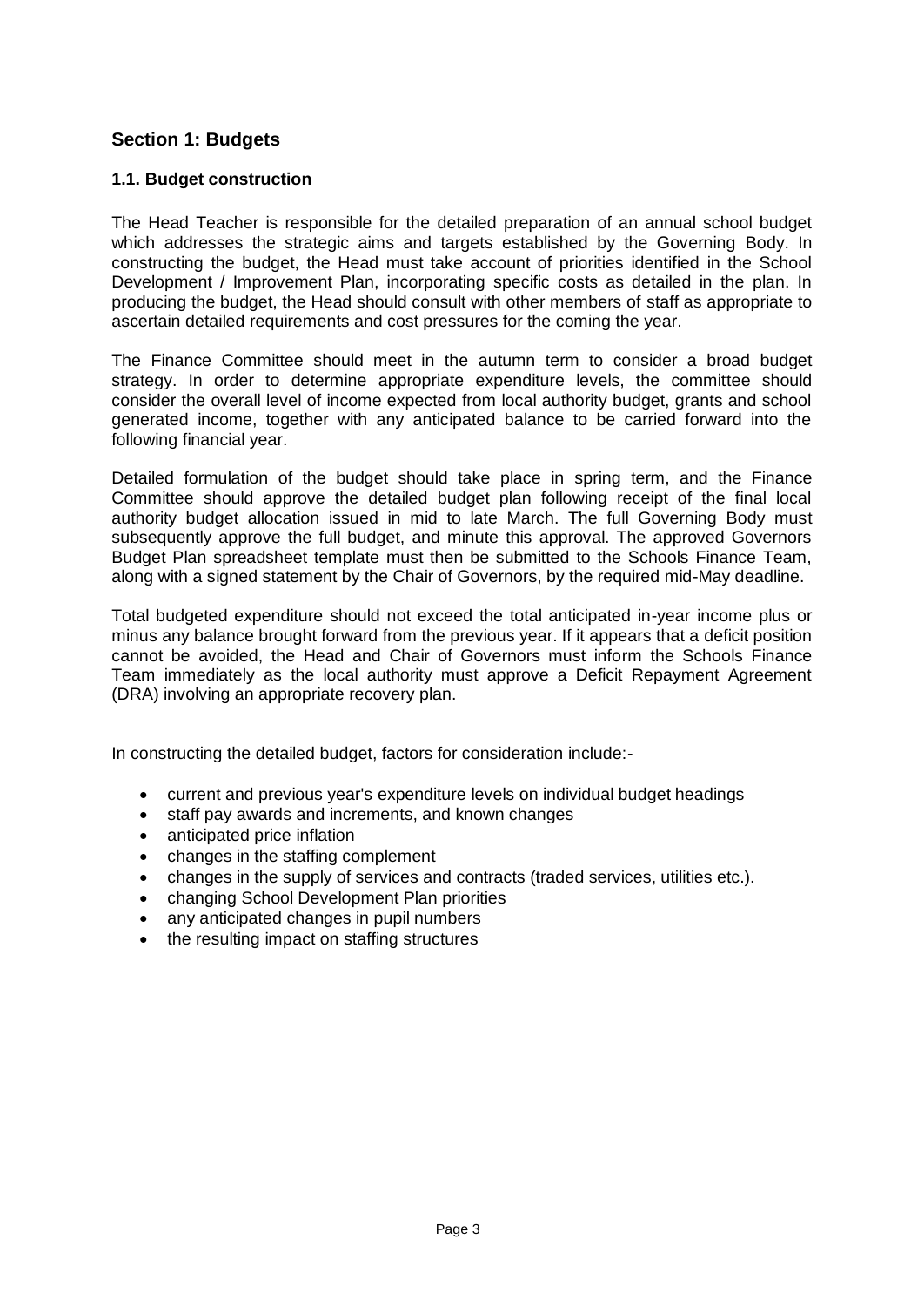## Section 1: Budgets

### 1.1. Budget construction

The Head Teacher is responsible for the detailed preparation of an annual school budget which addresses the strategic aims and targets established by the Governing Body. In constructing the budget, the Head must take account of priorities identified in the School Development / Improvement Plan, incorporating specific costs as detailed in the plan. In producing the budget, the Head should consult with other members of staff as appropriate to ascertain detailed requirements and cost pressures for the coming the year.

The Finance Committee should meet in the autumn term to consider a broad budget strategy. In order to determine appropriate expenditure levels, the committee should consider the overall level of income expected from local authority budget, grants and school generated income, together with any anticipated balance to be carried forward into the following financial year.

Detailed formulation of the budget should take place in spring term, and the Finance Committee should approve the detailed budget plan following receipt of the final local authority budget allocation issued in mid to late March. The full Governing Body must subsequently approve the full budget, and minute this approval. The approved Governors Budget Plan spreadsheet template must then be submitted to the Schools Finance Team, along with a signed statement by the Chair of Governors, by the required mid-May deadline.

Total budgeted expenditure should not exceed the total anticipated in-year income plus or minus any balance brought forward from the previous year. If it appears that a deficit position cannot be avoided, the Head and Chair of Governors must inform the Schools Finance Team immediately as the local authority must approve a Deficit Repayment Agreement (DRA) involving an appropriate recovery plan.

In constructing the detailed budget, factors for consideration include:-

- current and previous year's expenditure levels on individual budget headings
- staff pay awards and increments, and known changes
- anticipated price inflation
- changes in the staffing complement
- changes in the supply of services and contracts (traded services, utilities etc.).
- changing School Development Plan priorities
- any anticipated changes in pupil numbers
- the resulting impact on staffing structures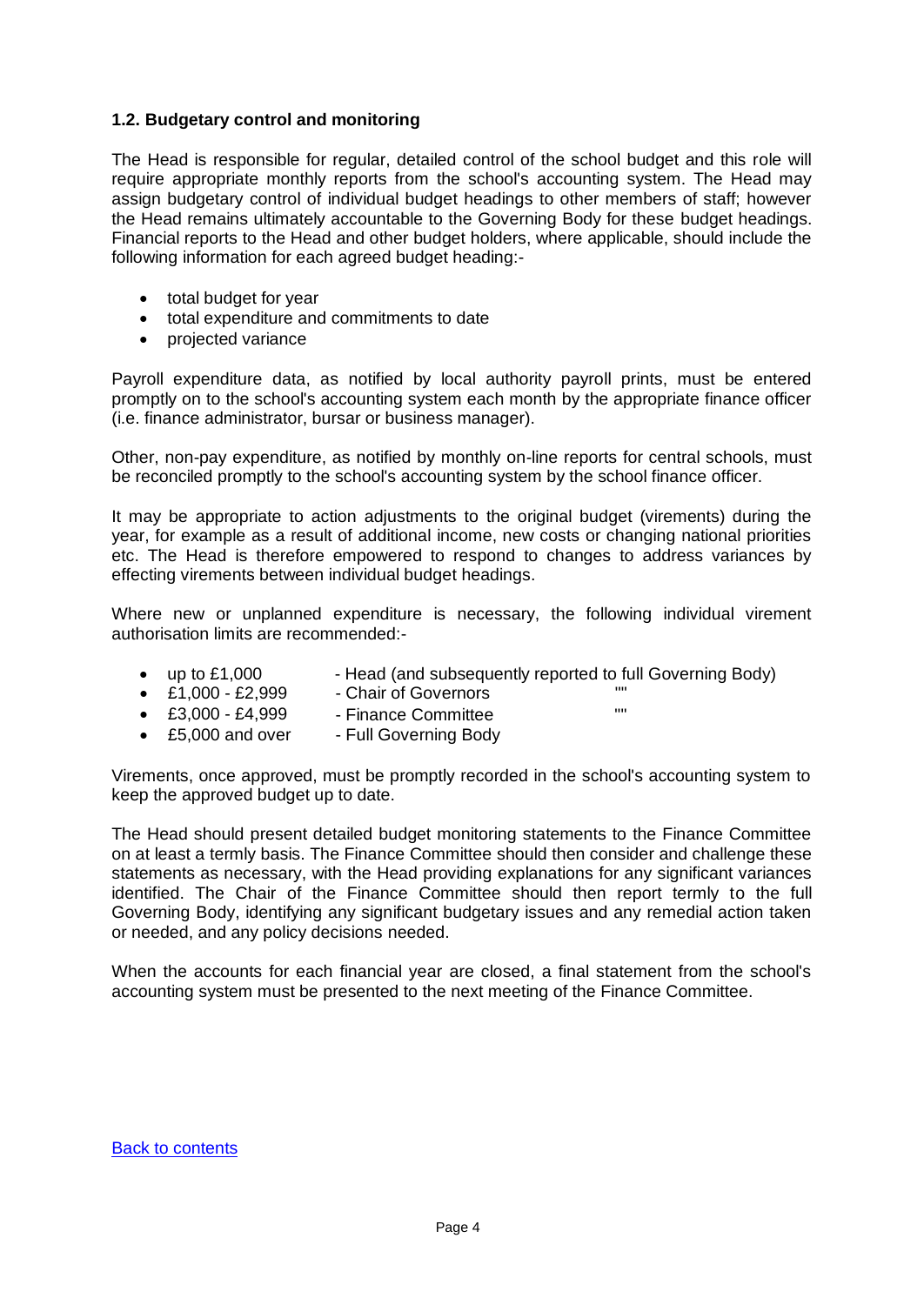### 1.2. Budgetary control and monitoring

The Head is responsible for regular, detailed control of the school budget and this role will require appropriate monthly reports from the school's accounting system. The Head may assign budgetary control of individual budget headings to other members of staff; however the Head remains ultimately accountable to the Governing Body for these budget headings. Financial reports to the Head and other budget holders, where applicable, should include the following information for each agreed budget heading:-

- total budget for year
- total expenditure and commitments to date
- projected variance

Payroll expenditure data, as notified by local authority payroll prints, must be entered promptly on to the school's accounting system each month by the appropriate finance officer (i.e. finance administrator, bursar or business manager).

Other, non-pay expenditure, as notified by monthly on-line reports for central schools, must be reconciled promptly to the school's accounting system by the school finance officer.

It may be appropriate to action adjustments to the original budget (virements) during the year, for example as a result of additional income, new costs or changing national priorities etc. The Head is therefore empowered to respond to changes to address variances by effecting virements between individual budget headings.

Where new or unplanned expenditure is necessary, the following individual virement authorisation limits are recommended:-

- up to £1,000 - Head (and subsequently reported to full Governing Body)
- £1,000 - £2,999 - Chair of Governors ""
- £3,000 - £4,999 - Finance Committee ""
- £5,000 and over - Full Governing Body

Virements, once approved, must be promptly recorded in the school's accounting system to keep the approved budget up to date.

The Head should present detailed budget monitoring statements to the Finance Committee on at least a termly basis. The Finance Committee should then consider and challenge these statements as necessary, with the Head providing explanations for any significant variances identified. The Chair of the Finance Committee should then report termly to the full Governing Body, identifying any significant budgetary issues and any remedial action taken or needed, and any policy decisions needed.

When the accounts for each financial year are closed, a final statement from the school's accounting system must be presented to the next meeting of the Finance Committee.

Back to contents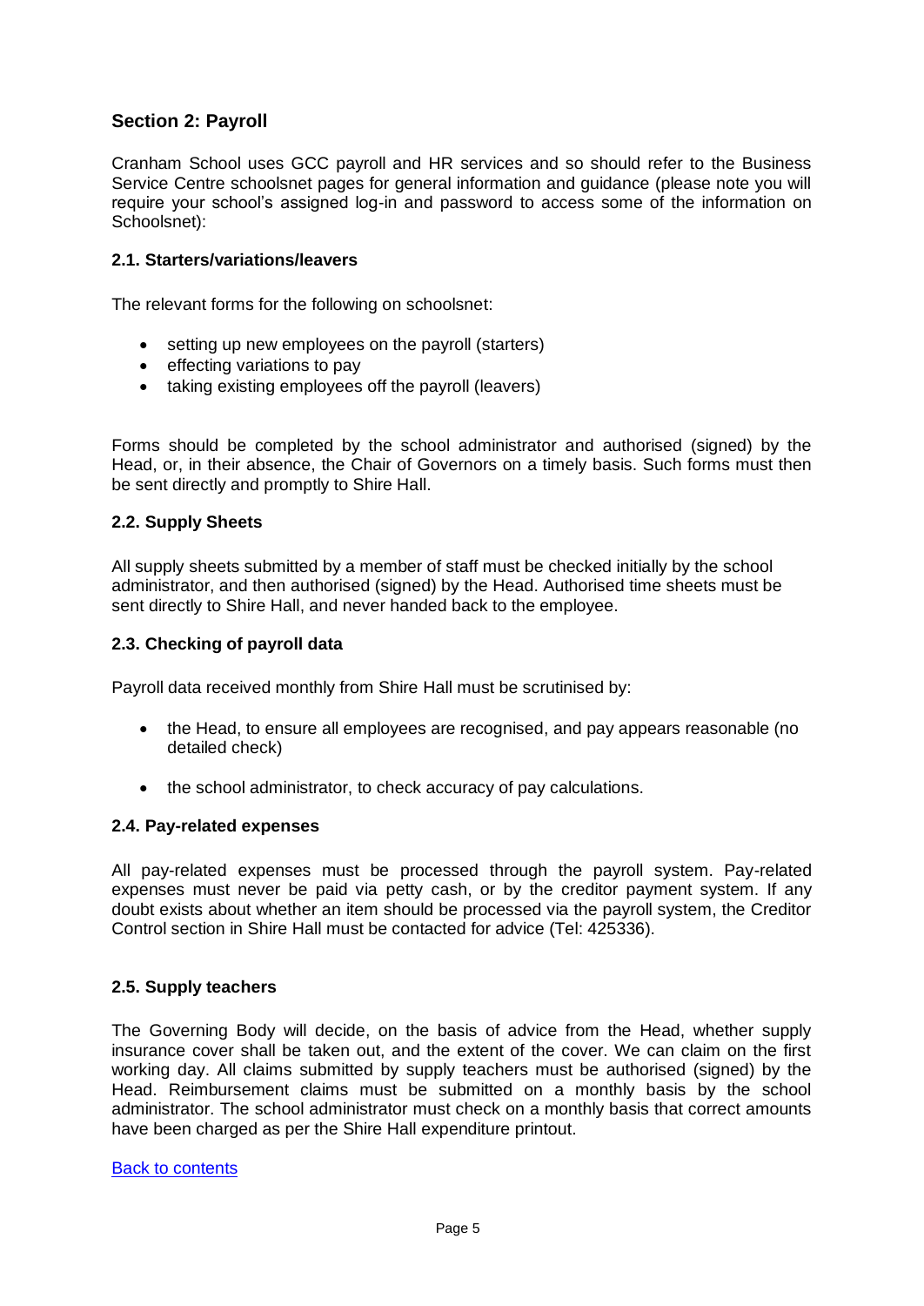## Section 2: Payroll

Cranham School uses GCC payroll and HR services and so should refer to the Business Service Centre schoolsnet pages for general information and guidance (please note you will require your school's assigned log-in and password to access some of the information on Schoolsnet):

### 2.1. Starters/variations/leavers

The relevant forms for the following on schoolsnet:

- setting up new employees on the payroll (starters)
- effecting variations to pay
- taking existing employees off the payroll (leavers)

Forms should be completed by the school administrator and authorised (signed) by the Head, or, in their absence, the Chair of Governors on a timely basis. Such forms must then be sent directly and promptly to Shire Hall.

### 2.2. Supply Sheets

All supply sheets submitted by a member of staff must be checked initially by the school administrator, and then authorised (signed) by the Head. Authorised time sheets must be sent directly to Shire Hall, and never handed back to the employee.

### 2.3. Checking of payroll data

Payroll data received monthly from Shire Hall must be scrutinised by:

- the Head, to ensure all employees are recognised, and pay appears reasonable (no detailed check)
- the school administrator, to check accuracy of pay calculations.

### 2.4. Pay-related expenses

All pay-related expenses must be processed through the payroll system. Pay-related expenses must never be paid via petty cash, or by the creditor payment system. If any doubt exists about whether an item should be processed via the payroll system, the Creditor Control section in Shire Hall must be contacted for advice (Tel: 425336).

### 2.5. Supply teachers

The Governing Body will decide, on the basis of advice from the Head, whether supply insurance cover shall be taken out, and the extent of the cover. We can claim on the first working day. All claims submitted by supply teachers must be authorised (signed) by the Head. Reimbursement claims must be submitted on a monthly basis by the school administrator. The school administrator must check on a monthly basis that correct amounts have been charged as per the Shire Hall expenditure printout.

Back to contents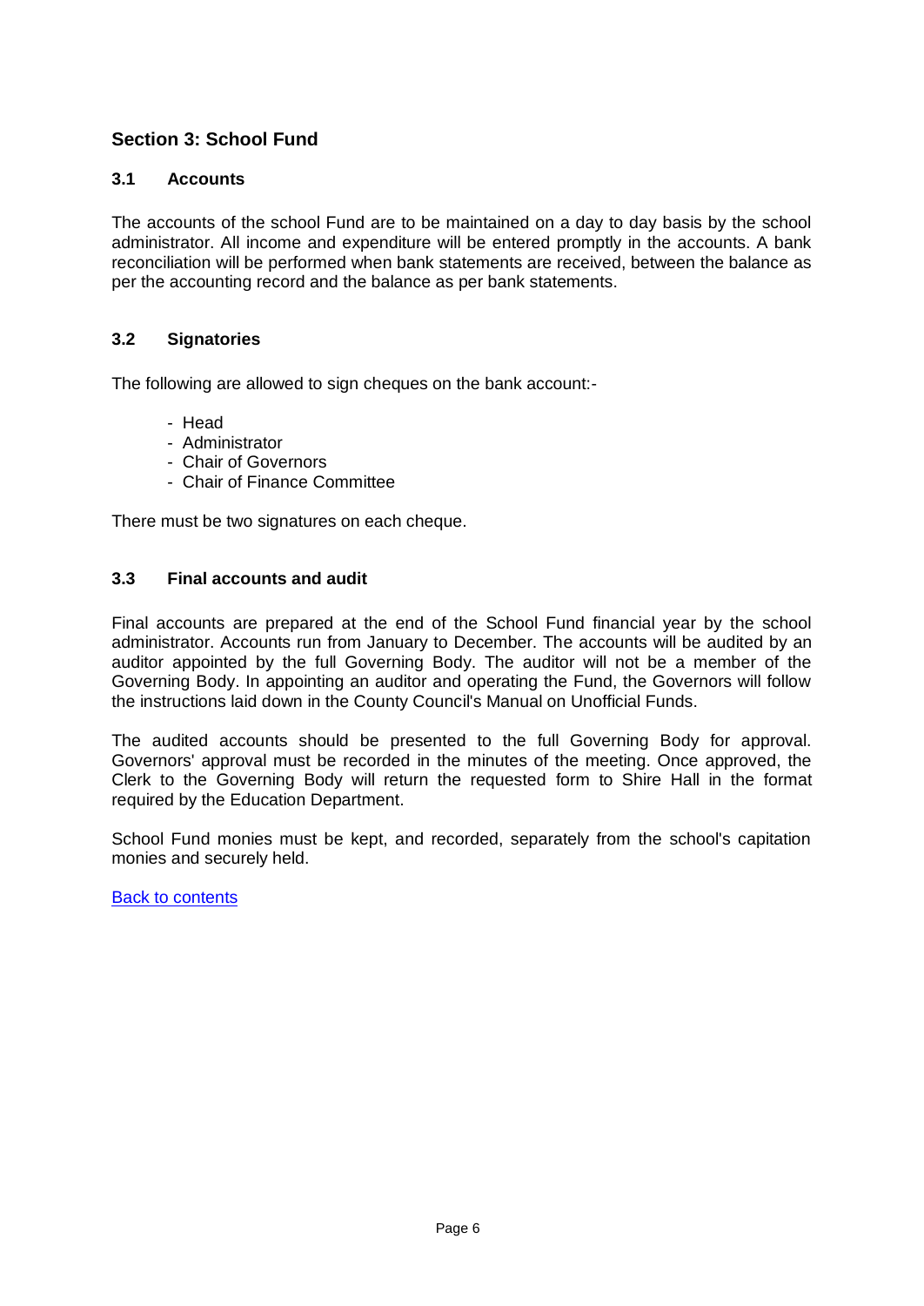## Section 3: School Fund

### 3.1 Accounts

The accounts of the school Fund are to be maintained on a day to day basis by the school administrator. All income and expenditure will be entered promptly in the accounts. A bank reconciliation will be performed when bank statements are received, between the balance as per the accounting record and the balance as per bank statements.

### 3.2 Signatories

The following are allowed to sign cheques on the bank account:-

- Head
- Administrator
- Chair of Governors
- Chair of Finance Committee

There must be two signatures on each cheque.

### 3.3 Final accounts and audit

Final accounts are prepared at the end of the School Fund financial year by the school administrator. Accounts run from January to December. The accounts will be audited by an auditor appointed by the full Governing Body. The auditor will not be a member of the Governing Body. In appointing an auditor and operating the Fund, the Governors will follow the instructions laid down in the County Council's Manual on Unofficial Funds.

The audited accounts should be presented to the full Governing Body for approval. Governors' approval must be recorded in the minutes of the meeting. Once approved, the Clerk to the Governing Body will return the requested form to Shire Hall in the format required by the Education Department.

School Fund monies must be kept, and recorded, separately from the school's capitation monies and securely held.

Back to contents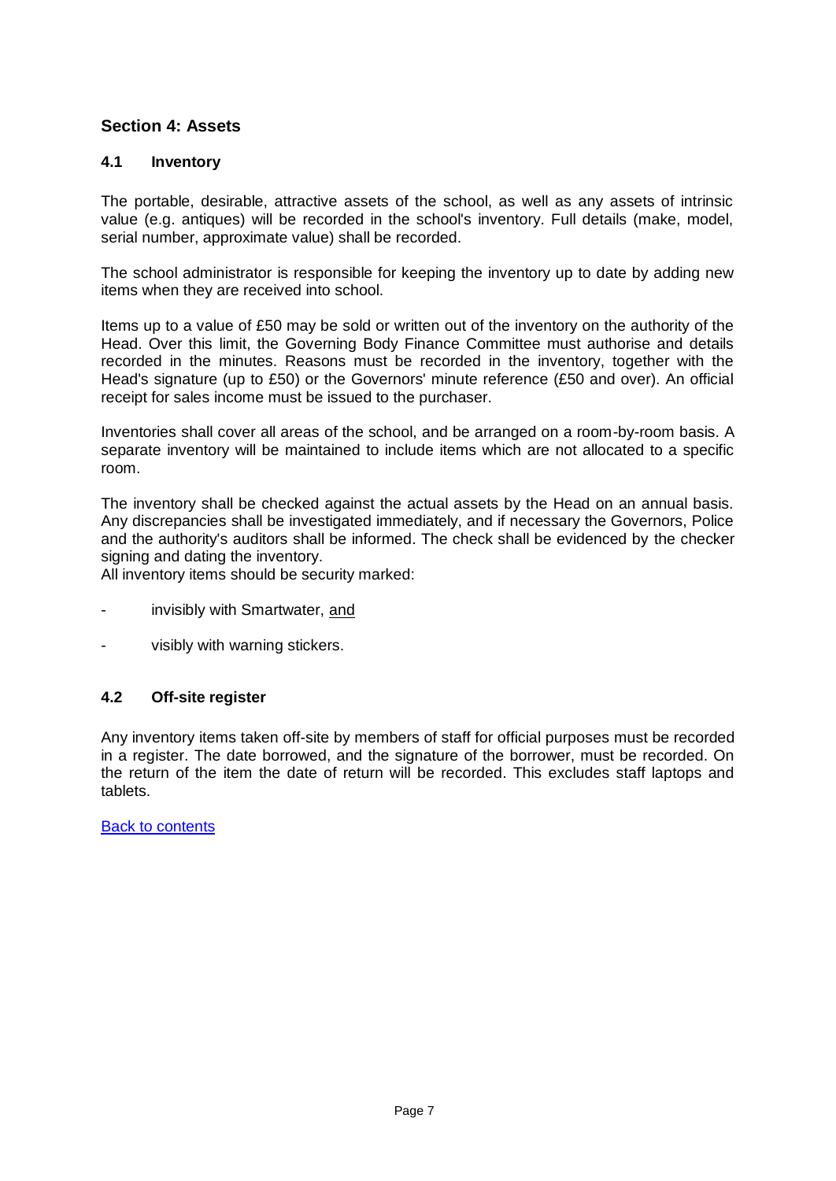## Section 4: Assets

### 4.1 Inventory

The portable, desirable, attractive assets of the school, as well as any assets of intrinsic value (e.g. antiques) will be recorded in the school's inventory. Full details (make, model, serial number, approximate value) shall be recorded.

The school administrator is responsible for keeping the inventory up to date by adding new items when they are received into school.

Items up to a value of £50 may be sold or written out of the inventory on the authority of the Head. Over this limit, the Governing Body Finance Committee must authorise and details recorded in the minutes. Reasons must be recorded in the inventory, together with the Head's signature (up to £50) or the Governors' minute reference (£50 and over). An official receipt for sales income must be issued to the purchaser.

Inventories shall cover all areas of the school, and be arranged on a room-by-room basis. A separate inventory will be maintained to include items which are not allocated to a specific room.

The inventory shall be checked against the actual assets by the Head on an annual basis. Any discrepancies shall be investigated immediately, and if necessary the Governors, Police and the authority's auditors shall be informed. The check shall be evidenced by the checker signing and dating the inventory.

All inventory items should be security marked:

- invisibly with Smartwater, <u>and</u>
- visibly with warning stickers.

### 4.2 Off-site register

Any inventory items taken off-site by members of staff for official purposes must be recorded in a register. The date borrowed, and the signature of the borrower, must be recorded. On the return of the item the date of return will be recorded. This excludes staff laptops and tablets.

[Back to contents](#)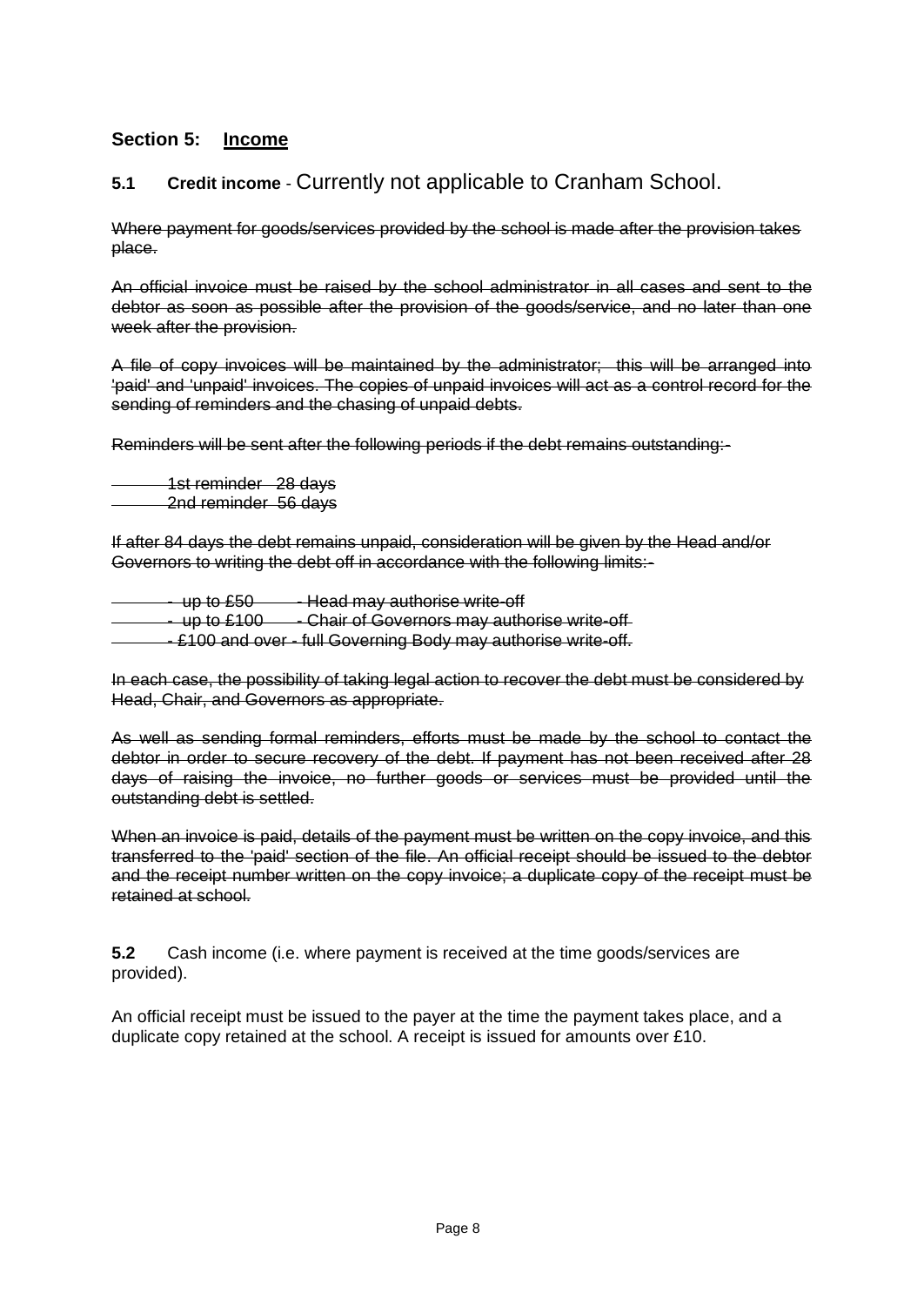## Section 5: Income

### 5.1 Credit income - Currently not applicable to Cranham School.

~~Where payment for goods/services provided by the school is made after the provision takes place.~~

~~An official invoice must be raised by the school administrator in all cases and sent to the debtor as soon as possible after the provision of the goods/service, and no later than one week after the provision.~~

~~A file of copy invoices will be maintained by the administrator; this will be arranged into 'paid' and 'unpaid' invoices. The copies of unpaid invoices will act as a control record for the sending of reminders and the chasing of unpaid debts.~~

~~Reminders will be sent after the following periods if the debt remains outstanding:-~~

~~1st reminder 28 days~~
~~2nd reminder 56 days~~

~~If after 84 days the debt remains unpaid, consideration will be given by the Head and/or Governors to writing the debt off in accordance with the following limits:-~~

~~- up to £50 - Head may authorise write-off~~
~~- up to £100 - Chair of Governors may authorise write-off~~
~~- £100 and over - full Governing Body may authorise write-off.~~

~~In each case, the possibility of taking legal action to recover the debt must be considered by Head, Chair, and Governors as appropriate.~~

~~As well as sending formal reminders, efforts must be made by the school to contact the debtor in order to secure recovery of the debt. If payment has not been received after 28 days of raising the invoice, no further goods or services must be provided until the outstanding debt is settled.~~

~~When an invoice is paid, details of the payment must be written on the copy invoice, and this transferred to the 'paid' section of the file. An official receipt should be issued to the debtor and the receipt number written on the copy invoice; a duplicate copy of the receipt must be retained at school.~~

**5.2** Cash income (i.e. where payment is received at the time goods/services are provided).

An official receipt must be issued to the payer at the time the payment takes place, and a duplicate copy retained at the school. A receipt is issued for amounts over £10.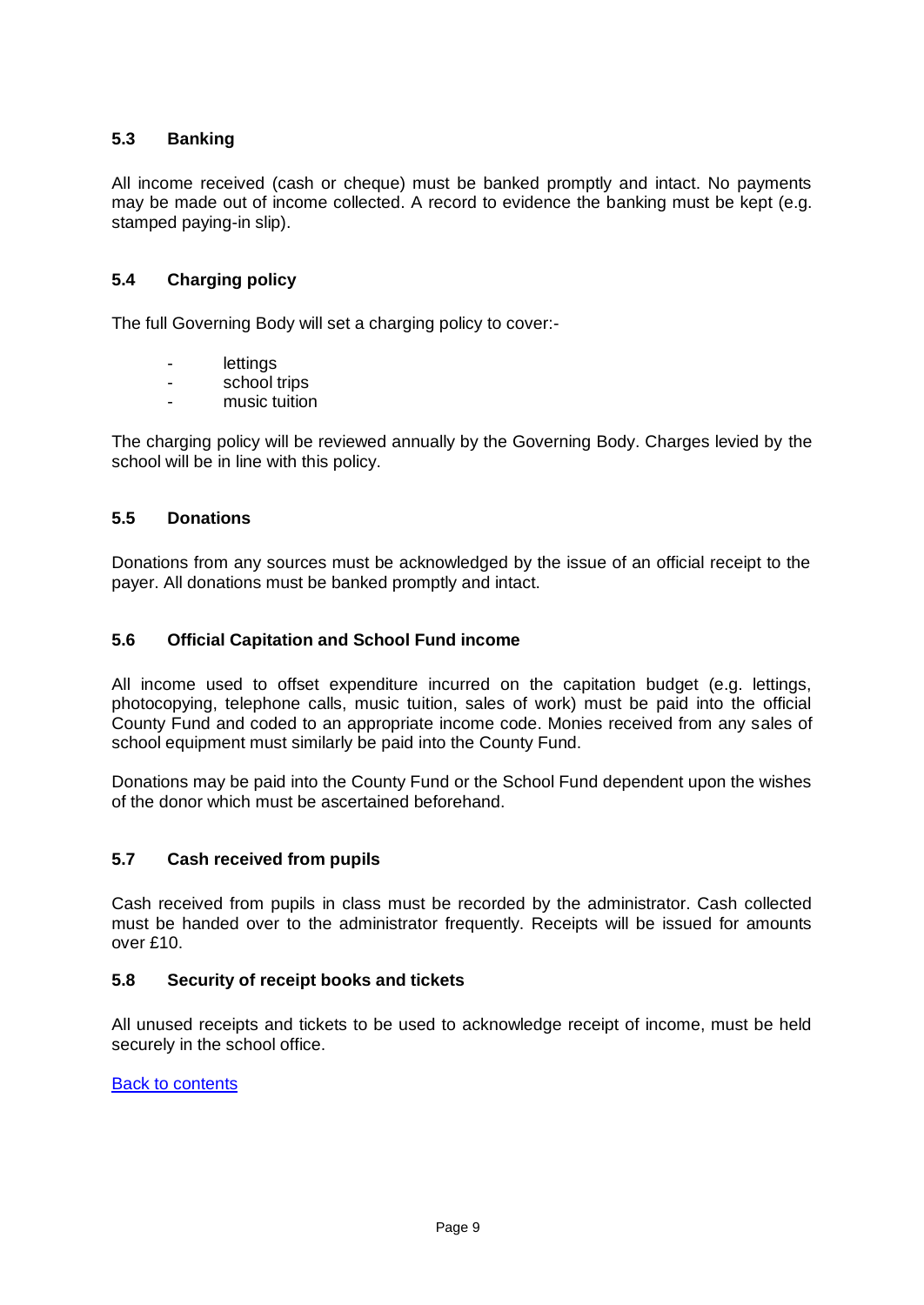### 5.3 Banking

All income received (cash or cheque) must be banked promptly and intact. No payments may be made out of income collected. A record to evidence the banking must be kept (e.g. stamped paying-in slip).

### 5.4 Charging policy

The full Governing Body will set a charging policy to cover:-

- lettings
- school trips
- music tuition

The charging policy will be reviewed annually by the Governing Body. Charges levied by the school will be in line with this policy.

### 5.5 Donations

Donations from any sources must be acknowledged by the issue of an official receipt to the payer. All donations must be banked promptly and intact.

### 5.6 Official Capitation and School Fund income

All income used to offset expenditure incurred on the capitation budget (e.g. lettings, photocopying, telephone calls, music tuition, sales of work) must be paid into the official County Fund and coded to an appropriate income code. Monies received from any sales of school equipment must similarly be paid into the County Fund.

Donations may be paid into the County Fund or the School Fund dependent upon the wishes of the donor which must be ascertained beforehand.

### 5.7 Cash received from pupils

Cash received from pupils in class must be recorded by the administrator. Cash collected must be handed over to the administrator frequently. Receipts will be issued for amounts over £10.

### 5.8 Security of receipt books and tickets

All unused receipts and tickets to be used to acknowledge receipt of income, must be held securely in the school office.

[Back to contents]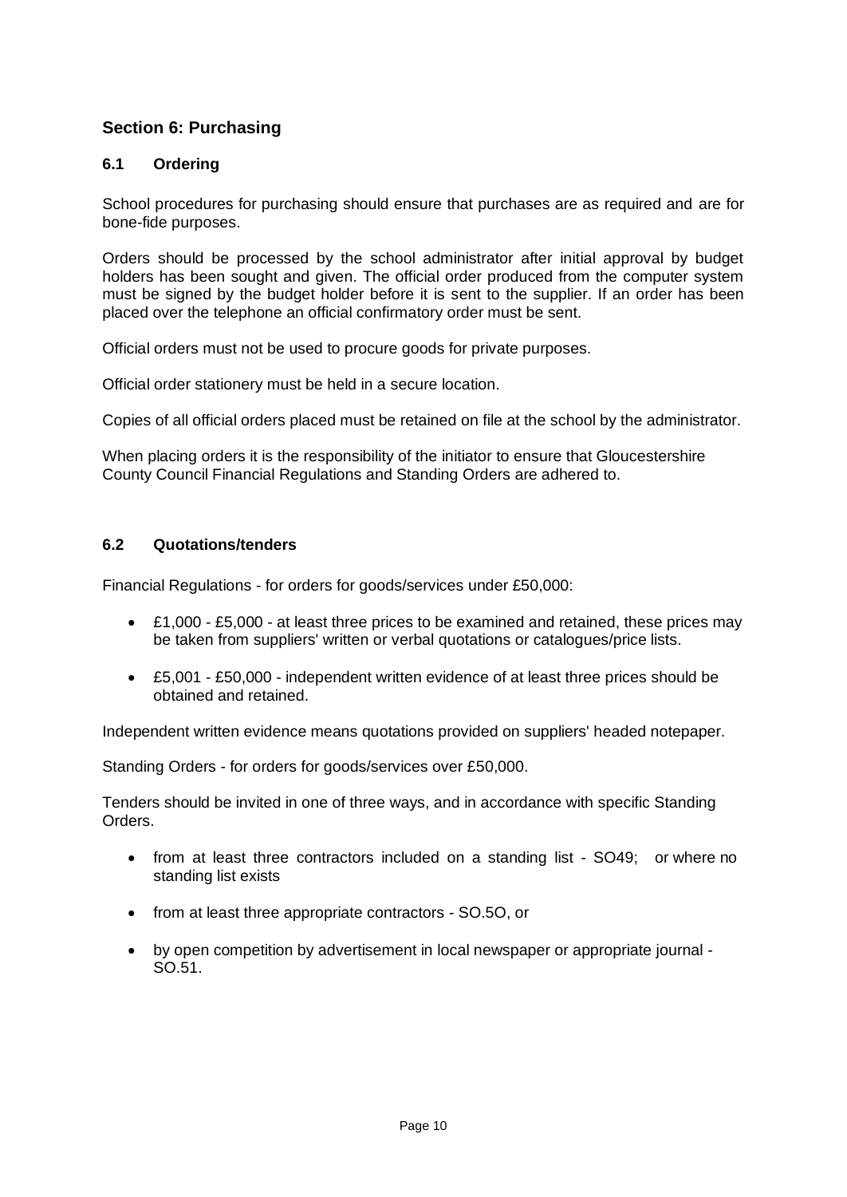## Section 6: Purchasing

### 6.1 Ordering

School procedures for purchasing should ensure that purchases are as required and are for bone-fide purposes.

Orders should be processed by the school administrator after initial approval by budget holders has been sought and given. The official order produced from the computer system must be signed by the budget holder before it is sent to the supplier. If an order has been placed over the telephone an official confirmatory order must be sent.

Official orders must not be used to procure goods for private purposes.

Official order stationery must be held in a secure location.

Copies of all official orders placed must be retained on file at the school by the administrator.

When placing orders it is the responsibility of the initiator to ensure that Gloucestershire County Council Financial Regulations and Standing Orders are adhered to.

### 6.2 Quotations/tenders

Financial Regulations - for orders for goods/services under £50,000:

- £1,000 - £5,000 - at least three prices to be examined and retained, these prices may be taken from suppliers' written or verbal quotations or catalogues/price lists.
- £5,001 - £50,000 - independent written evidence of at least three prices should be obtained and retained.

Independent written evidence means quotations provided on suppliers' headed notepaper.

Standing Orders - for orders for goods/services over £50,000.

Tenders should be invited in one of three ways, and in accordance with specific Standing Orders.

- from at least three contractors included on a standing list - SO49; or where no standing list exists
- from at least three appropriate contractors - SO.5O, or
- by open competition by advertisement in local newspaper or appropriate journal - SO.51.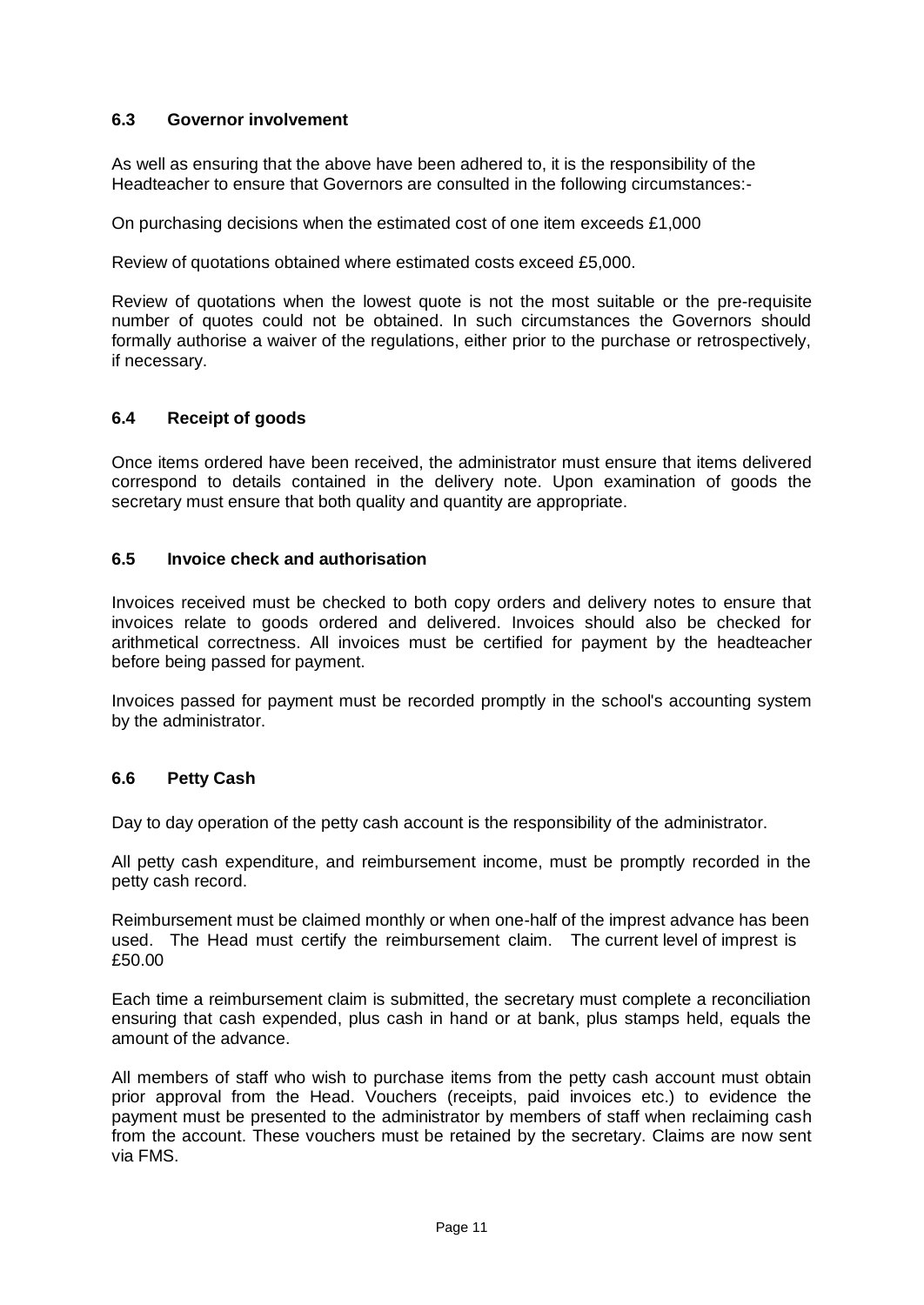### 6.3 Governor involvement

As well as ensuring that the above have been adhered to, it is the responsibility of the Headteacher to ensure that Governors are consulted in the following circumstances:-

On purchasing decisions when the estimated cost of one item exceeds £1,000

Review of quotations obtained where estimated costs exceed £5,000.

Review of quotations when the lowest quote is not the most suitable or the pre-requisite number of quotes could not be obtained. In such circumstances the Governors should formally authorise a waiver of the regulations, either prior to the purchase or retrospectively, if necessary.

### 6.4 Receipt of goods

Once items ordered have been received, the administrator must ensure that items delivered correspond to details contained in the delivery note. Upon examination of goods the secretary must ensure that both quality and quantity are appropriate.

### 6.5 Invoice check and authorisation

Invoices received must be checked to both copy orders and delivery notes to ensure that invoices relate to goods ordered and delivered. Invoices should also be checked for arithmetical correctness. All invoices must be certified for payment by the headteacher before being passed for payment.

Invoices passed for payment must be recorded promptly in the school's accounting system by the administrator.

### 6.6 Petty Cash

Day to day operation of the petty cash account is the responsibility of the administrator.

All petty cash expenditure, and reimbursement income, must be promptly recorded in the petty cash record.

Reimbursement must be claimed monthly or when one-half of the imprest advance has been used. The Head must certify the reimbursement claim. The current level of imprest is £50.00

Each time a reimbursement claim is submitted, the secretary must complete a reconciliation ensuring that cash expended, plus cash in hand or at bank, plus stamps held, equals the amount of the advance.

All members of staff who wish to purchase items from the petty cash account must obtain prior approval from the Head. Vouchers (receipts, paid invoices etc.) to evidence the payment must be presented to the administrator by members of staff when reclaiming cash from the account. These vouchers must be retained by the secretary. Claims are now sent via FMS.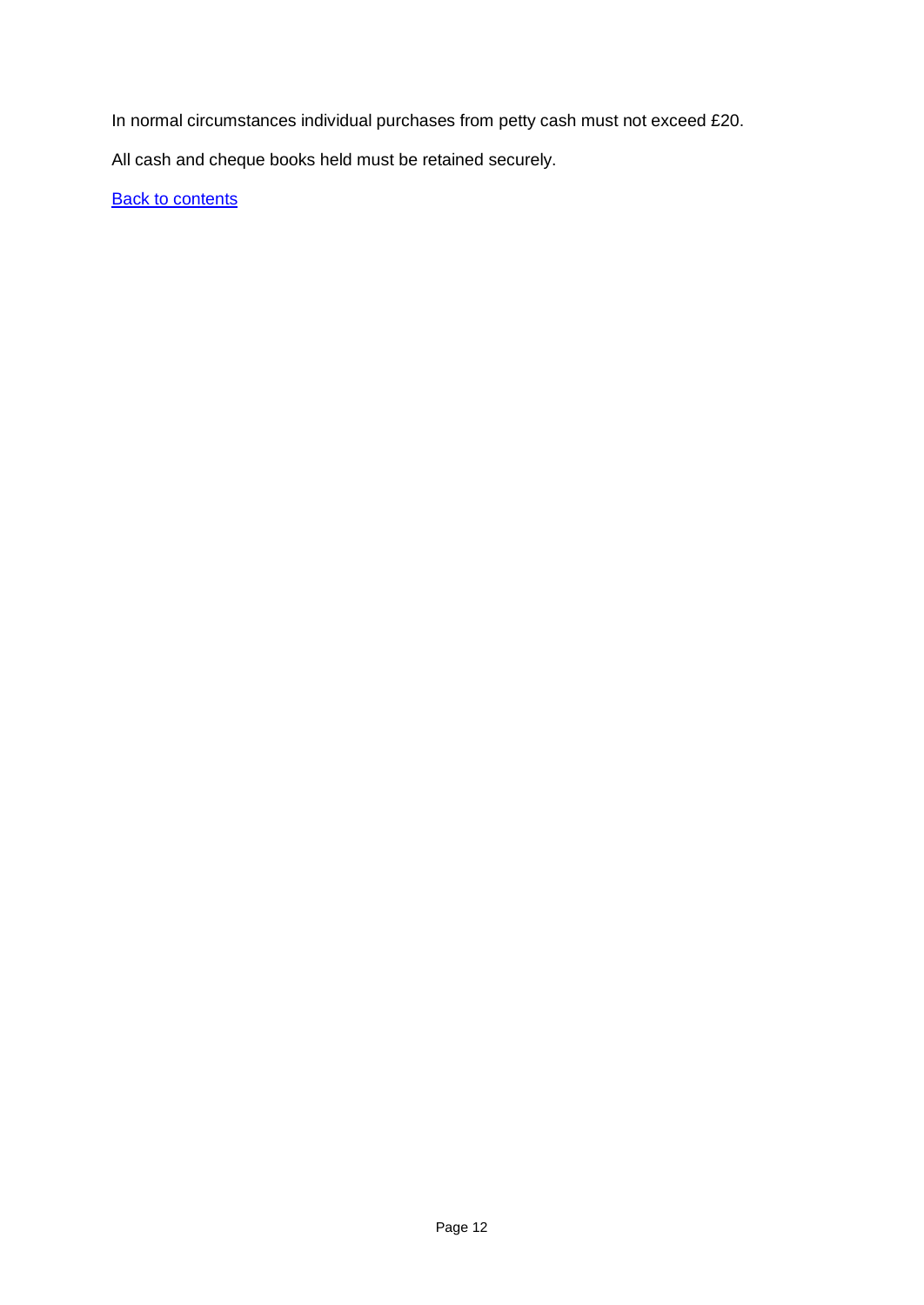In normal circumstances individual purchases from petty cash must not exceed £20.

All cash and cheque books held must be retained securely.

[Back to contents]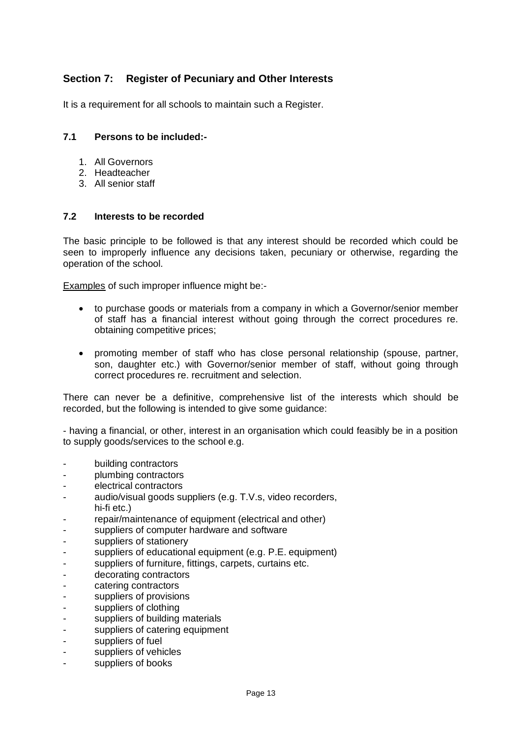## Section 7: Register of Pecuniary and Other Interests

It is a requirement for all schools to maintain such a Register.

### 7.1 Persons to be included:-

1. All Governors
2. Headteacher
3. All senior staff

### 7.2 Interests to be recorded

The basic principle to be followed is that any interest should be recorded which could be seen to improperly influence any decisions taken, pecuniary or otherwise, regarding the operation of the school.

Examples of such improper influence might be:-

- to purchase goods or materials from a company in which a Governor/senior member of staff has a financial interest without going through the correct procedures re. obtaining competitive prices;
- promoting member of staff who has close personal relationship (spouse, partner, son, daughter etc.) with Governor/senior member of staff, without going through correct procedures re. recruitment and selection.

There can never be a definitive, comprehensive list of the interests which should be recorded, but the following is intended to give some guidance:

- having a financial, or other, interest in an organisation which could feasibly be in a position to supply goods/services to the school e.g.

- building contractors
- plumbing contractors
- electrical contractors
- audio/visual goods suppliers (e.g. T.V.s, video recorders, hi-fi etc.)
- repair/maintenance of equipment (electrical and other)
- suppliers of computer hardware and software
- suppliers of stationery
- suppliers of educational equipment (e.g. P.E. equipment)
- suppliers of furniture, fittings, carpets, curtains etc.
- decorating contractors
- catering contractors
- suppliers of provisions
- suppliers of clothing
- suppliers of building materials
- suppliers of catering equipment
- suppliers of fuel
- suppliers of vehicles
- suppliers of books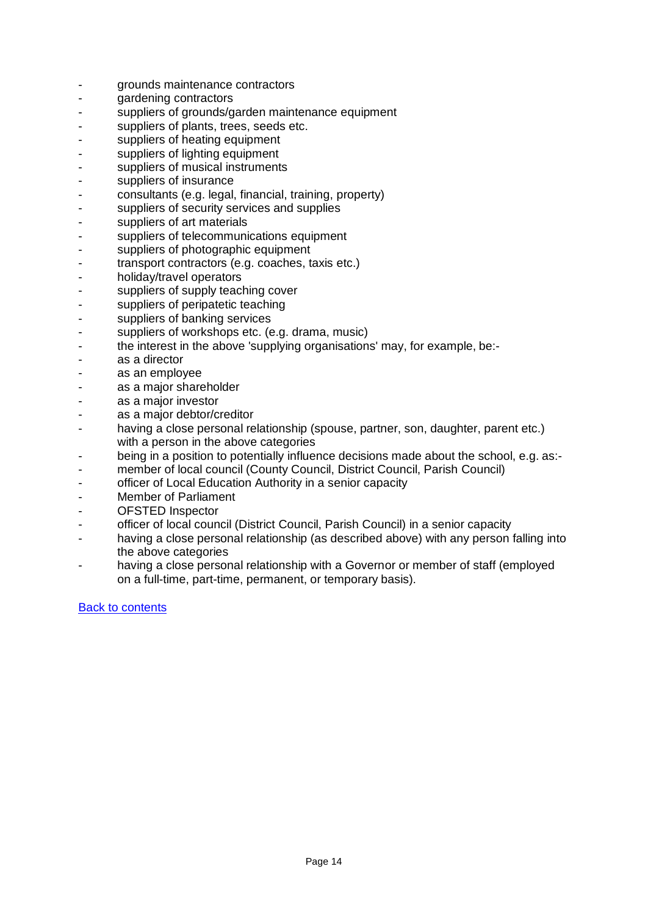- grounds maintenance contractors
- gardening contractors
- suppliers of grounds/garden maintenance equipment
- suppliers of plants, trees, seeds etc.
- suppliers of heating equipment
- suppliers of lighting equipment
- suppliers of musical instruments
- suppliers of insurance
- consultants (e.g. legal, financial, training, property)
- suppliers of security services and supplies
- suppliers of art materials
- suppliers of telecommunications equipment
- suppliers of photographic equipment
- transport contractors (e.g. coaches, taxis etc.)
- holiday/travel operators
- suppliers of supply teaching cover
- suppliers of peripatetic teaching
- suppliers of banking services
- suppliers of workshops etc. (e.g. drama, music)
- the interest in the above 'supplying organisations' may, for example, be:-
- as a director
- as an employee
- as a major shareholder
- as a major investor
- as a major debtor/creditor
- having a close personal relationship (spouse, partner, son, daughter, parent etc.) with a person in the above categories
- being in a position to potentially influence decisions made about the school, e.g. as:-
- member of local council (County Council, District Council, Parish Council)
- officer of Local Education Authority in a senior capacity
- Member of Parliament
- OFSTED Inspector
- officer of local council (District Council, Parish Council) in a senior capacity
- having a close personal relationship (as described above) with any person falling into the above categories
- having a close personal relationship with a Governor or member of staff (employed on a full-time, part-time, permanent, or temporary basis).

Back to contents